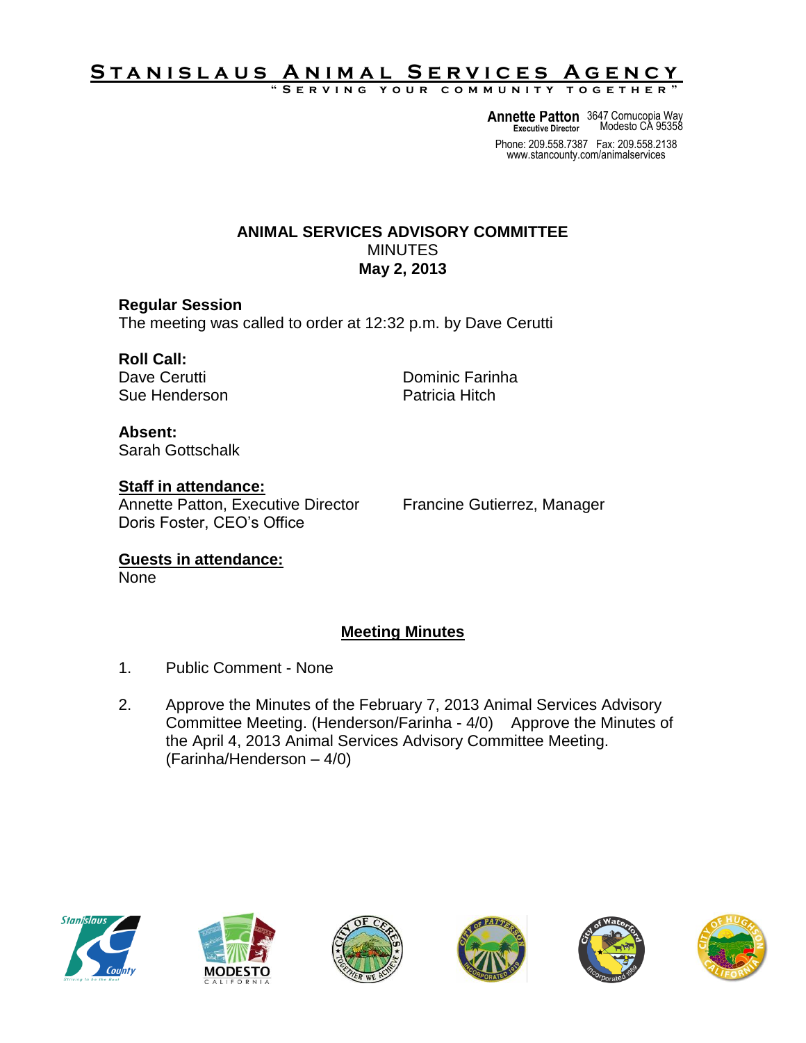# Stanislaus Animal Services Agency

"Serving your community together"

**Annette Patton**
Executive Director

3647 Cornucopia Way
Modesto CA 95358

Phone: 209.558.7387 Fax: 209.558.2138
www.stancounty.com/animalservices

## ANIMAL SERVICES ADVISORY COMMITTEE

MINUTES

**May 2, 2013**

**Regular Session**

The meeting was called to order at 12:32 p.m. by Dave Cerutti

**Roll Call:**

Dave Cerutti
Sue Henderson
Dominic Farinha
Patricia Hitch

**Absent:**

Sarah Gottschalk

**Staff in attendance:**

Annette Patton, Executive Director
Doris Foster, CEO's Office
Francine Gutierrez, Manager

**Guests in attendance:**

None

## Meeting Minutes

1. Public Comment - None

2. Approve the Minutes of the February 7, 2013 Animal Services Advisory Committee Meeting. (Henderson/Farinha - 4/0) Approve the Minutes of the April 4, 2013 Animal Services Advisory Committee Meeting. (Farinha/Henderson – 4/0)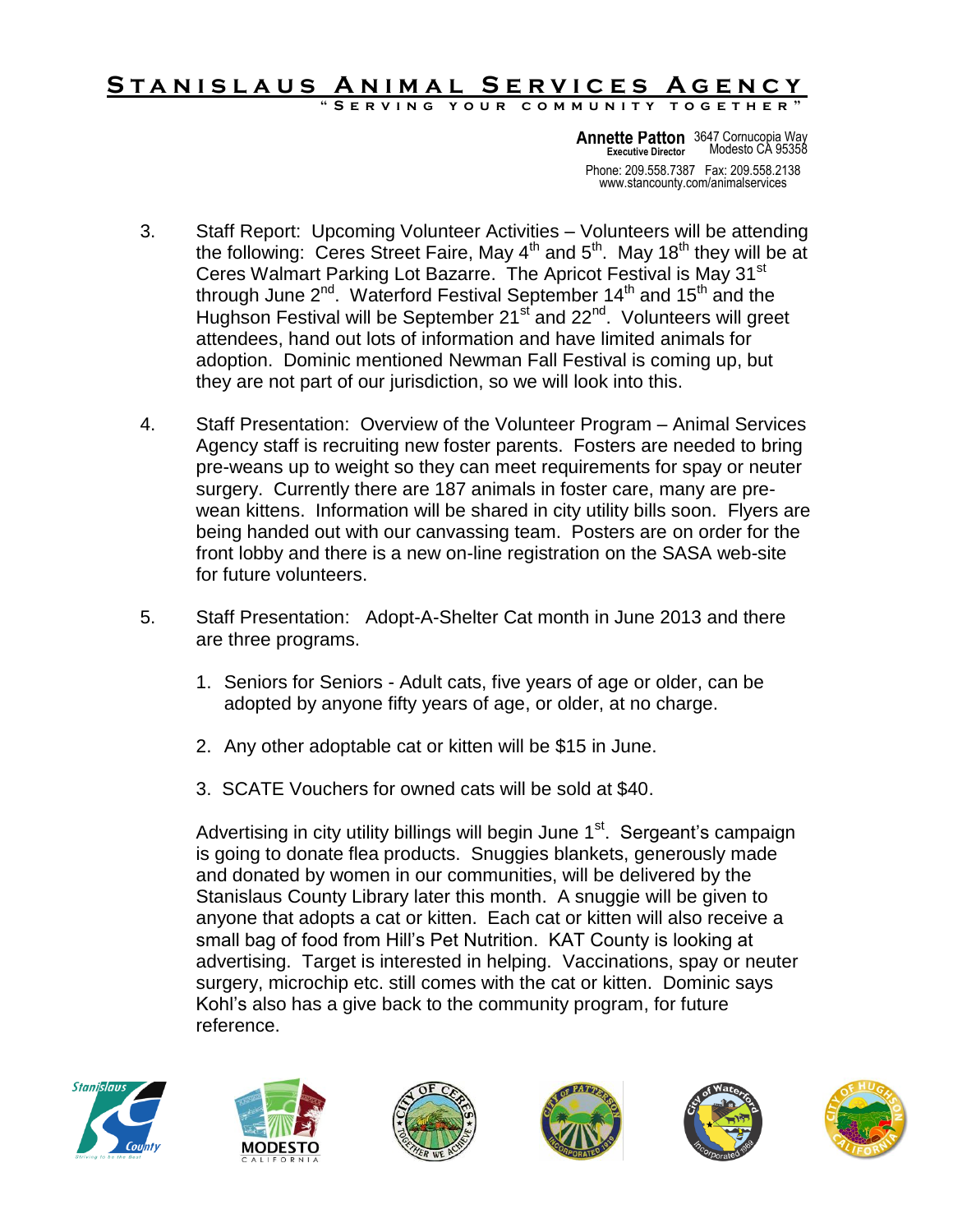3. Staff Report: Upcoming Volunteer Activities – Volunteers will be attending the following: Ceres Street Faire, May 4th and 5th. May 18th they will be at Ceres Walmart Parking Lot Bazarre. The Apricot Festival is May 31st through June 2nd. Waterford Festival September 14th and 15th and the Hughson Festival will be September 21st and 22nd. Volunteers will greet attendees, hand out lots of information and have limited animals for adoption. Dominic mentioned Newman Fall Festival is coming up, but they are not part of our jurisdiction, so we will look into this.

4. Staff Presentation: Overview of the Volunteer Program – Animal Services Agency staff is recruiting new foster parents. Fosters are needed to bring pre-weans up to weight so they can meet requirements for spay or neuter surgery. Currently there are 187 animals in foster care, many are pre-wean kittens. Information will be shared in city utility bills soon. Flyers are being handed out with our canvassing team. Posters are on order for the front lobby and there is a new on-line registration on the SASA web-site for future volunteers.

5. Staff Presentation: Adopt-A-Shelter Cat month in June 2013 and there are three programs.

   1. Seniors for Seniors - Adult cats, five years of age or older, can be adopted by anyone fifty years of age, or older, at no charge.
   2. Any other adoptable cat or kitten will be $15 in June.
   3. SCATE Vouchers for owned cats will be sold at $40.

   Advertising in city utility billings will begin June 1st. Sergeant's campaign is going to donate flea products. Snuggies blankets, generously made and donated by women in our communities, will be delivered by the Stanislaus County Library later this month. A snuggie will be given to anyone that adopts a cat or kitten. Each cat or kitten will also receive a small bag of food from Hill's Pet Nutrition. KAT County is looking at advertising. Target is interested in helping. Vaccinations, spay or neuter surgery, microchip etc. still comes with the cat or kitten. Dominic says Kohl's also has a give back to the community program, for future reference.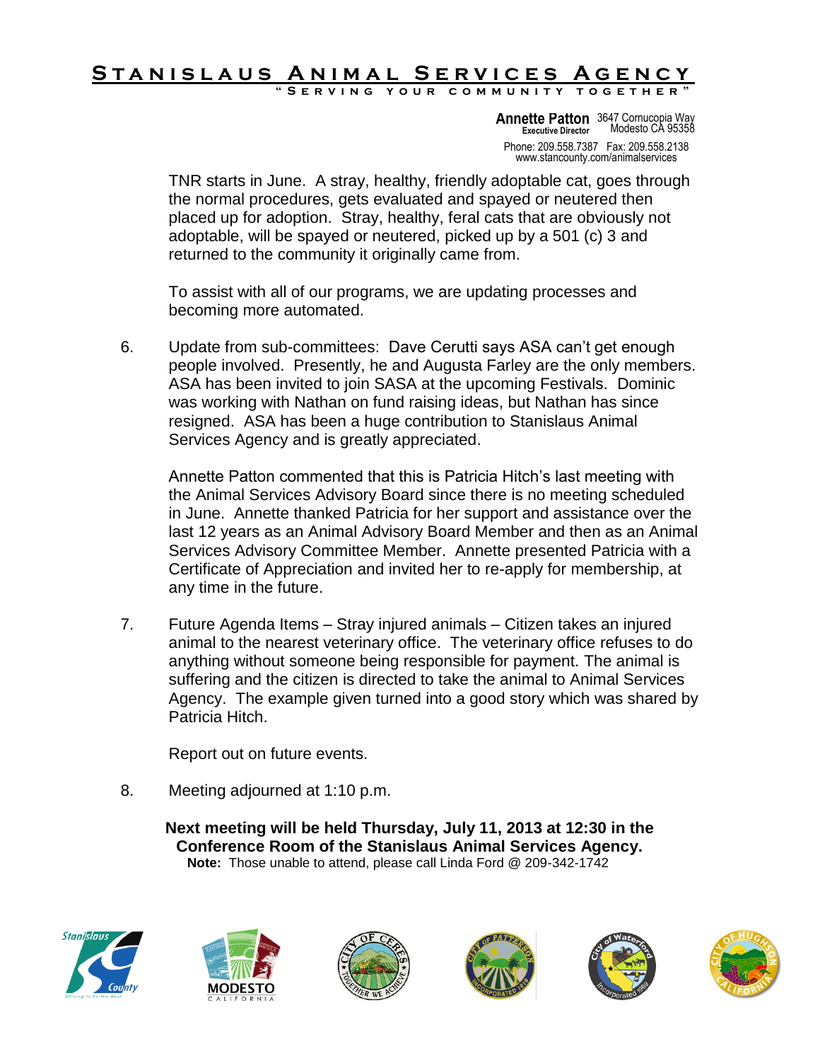TNR starts in June. A stray, healthy, friendly adoptable cat, goes through the normal procedures, gets evaluated and spayed or neutered then placed up for adoption. Stray, healthy, feral cats that are obviously not adoptable, will be spayed or neutered, picked up by a 501 (c) 3 and returned to the community it originally came from.

To assist with all of our programs, we are updating processes and becoming more automated.

6. Update from sub-committees: Dave Cerutti says ASA can't get enough people involved. Presently, he and Augusta Farley are the only members. ASA has been invited to join SASA at the upcoming Festivals. Dominic was working with Nathan on fund raising ideas, but Nathan has since resigned. ASA has been a huge contribution to Stanislaus Animal Services Agency and is greatly appreciated.

   Annette Patton commented that this is Patricia Hitch's last meeting with the Animal Services Advisory Board since there is no meeting scheduled in June. Annette thanked Patricia for her support and assistance over the last 12 years as an Animal Advisory Board Member and then as an Animal Services Advisory Committee Member. Annette presented Patricia with a Certificate of Appreciation and invited her to re-apply for membership, at any time in the future.

7. Future Agenda Items – Stray injured animals – Citizen takes an injured animal to the nearest veterinary office. The veterinary office refuses to do anything without someone being responsible for payment. The animal is suffering and the citizen is directed to take the animal to Animal Services Agency. The example given turned into a good story which was shared by Patricia Hitch.

   Report out on future events.

8. Meeting adjourned at 1:10 p.m.

**Next meeting will be held Thursday, July 11, 2013 at 12:30 in the Conference Room of the Stanislaus Animal Services Agency.**

**Note:** Those unable to attend, please call Linda Ford @ 209-342-1742